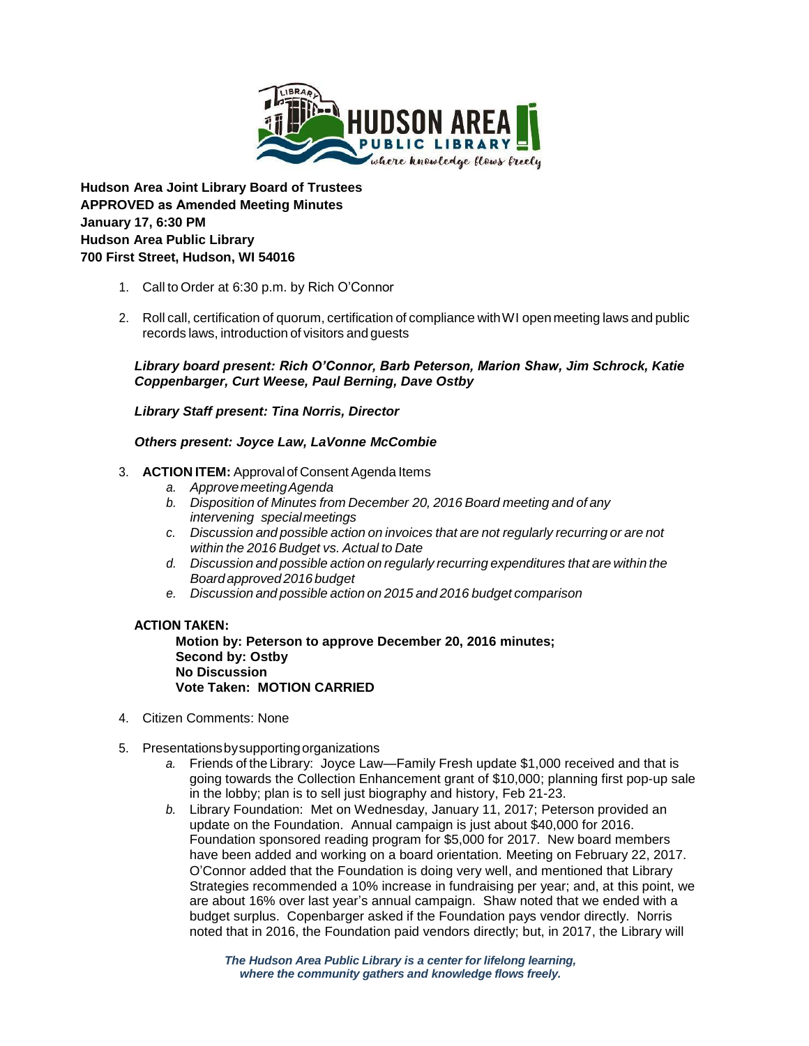**Hudson Area Joint Library Board of Trustees**
**APPROVED as Amended Meeting Minutes**
**January 17, 6:30 PM**
**Hudson Area Public Library**
**700 First Street, Hudson, WI 54016**

1. Call to Order at 6:30 p.m. by Rich O'Connor

2. Roll call, certification of quorum, certification of compliance with WI open meeting laws and public records laws, introduction of visitors and guests

   ***Library board present: Rich O'Connor, Barb Peterson, Marion Shaw, Jim Schrock, Katie Coppenbarger, Curt Weese, Paul Berning, Dave Ostby***

   ***Library Staff present: Tina Norris, Director***

   ***Others present: Joyce Law, LaVonne McCombie***

3. **ACTION ITEM:** Approval of Consent Agenda Items
   a. *Approve meeting Agenda*
   b. *Disposition of Minutes from December 20, 2016 Board meeting and of any intervening special meetings*
   c. *Discussion and possible action on invoices that are not regularly recurring or are not within the 2016 Budget vs. Actual to Date*
   d. *Discussion and possible action on regularly recurring expenditures that are within the Board approved 2016 budget*
   e. *Discussion and possible action on 2015 and 2016 budget comparison*

   **ACTION TAKEN:**
   **Motion by: Peterson to approve December 20, 2016 minutes;**
   **Second by: Ostby**
   **No Discussion**
   **Vote Taken: MOTION CARRIED**

4. Citizen Comments: None

5. Presentations by supporting organizations
   a. Friends of the Library: Joyce Law—Family Fresh update $1,000 received and that is going towards the Collection Enhancement grant of $10,000; planning first pop-up sale in the lobby; plan is to sell just biography and history, Feb 21-23.
   b. Library Foundation: Met on Wednesday, January 11, 2017; Peterson provided an update on the Foundation. Annual campaign is just about $40,000 for 2016. Foundation sponsored reading program for $5,000 for 2017. New board members have been added and working on a board orientation. Meeting on February 22, 2017. O'Connor added that the Foundation is doing very well, and mentioned that Library Strategies recommended a 10% increase in fundraising per year; and, at this point, we are about 16% over last year's annual campaign. Shaw noted that we ended with a budget surplus. Copenbarger asked if the Foundation pays vendor directly. Norris noted that in 2016, the Foundation paid vendors directly; but, in 2017, the Library will

*The Hudson Area Public Library is a center for lifelong learning, where the community gathers and knowledge flows freely.*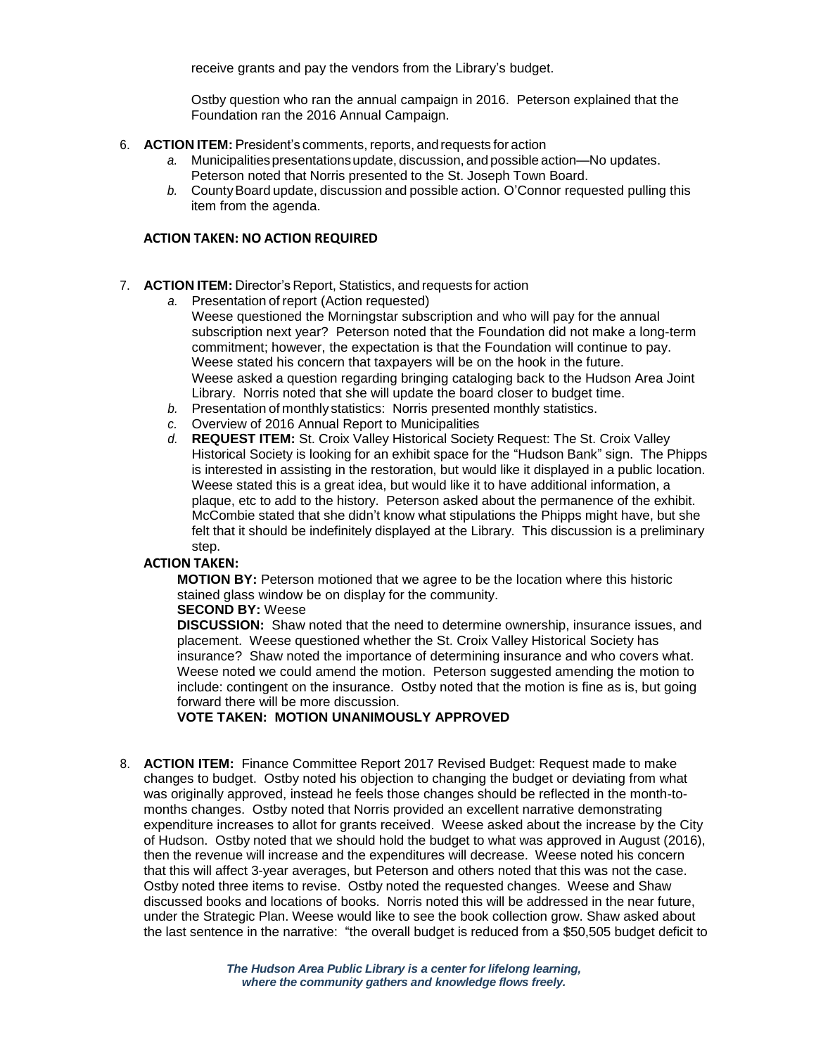receive grants and pay the vendors from the Library's budget.

Ostby question who ran the annual campaign in 2016. Peterson explained that the Foundation ran the 2016 Annual Campaign.

6. **ACTION ITEM:** President's comments, reports, and requests for action
   *a.* Municipalities presentations update, discussion, and possible action—No updates. Peterson noted that Norris presented to the St. Joseph Town Board.
   *b.* County Board update, discussion and possible action. O'Connor requested pulling this item from the agenda.

   **ACTION TAKEN: NO ACTION REQUIRED**

7. **ACTION ITEM:** Director's Report, Statistics, and requests for action
   *a.* Presentation of report (Action requested)
   Weese questioned the Morningstar subscription and who will pay for the annual subscription next year? Peterson noted that the Foundation did not make a long-term commitment; however, the expectation is that the Foundation will continue to pay. Weese stated his concern that taxpayers will be on the hook in the future. Weese asked a question regarding bringing cataloging back to the Hudson Area Joint Library. Norris noted that she will update the board closer to budget time.
   *b.* Presentation of monthly statistics: Norris presented monthly statistics.
   *c.* Overview of 2016 Annual Report to Municipalities
   *d.* **REQUEST ITEM:** St. Croix Valley Historical Society Request: The St. Croix Valley Historical Society is looking for an exhibit space for the "Hudson Bank" sign. The Phipps is interested in assisting in the restoration, but would like it displayed in a public location. Weese stated this is a great idea, but would like it to have additional information, a plaque, etc to add to the history. Peterson asked about the permanence of the exhibit. McCombie stated that she didn't know what stipulations the Phipps might have, but she felt that it should be indefinitely displayed at the Library. This discussion is a preliminary step.

   **ACTION TAKEN:**

   **MOTION BY:** Peterson motioned that we agree to be the location where this historic stained glass window be on display for the community.
   **SECOND BY:** Weese
   **DISCUSSION:** Shaw noted that the need to determine ownership, insurance issues, and placement. Weese questioned whether the St. Croix Valley Historical Society has insurance? Shaw noted the importance of determining insurance and who covers what. Weese noted we could amend the motion. Peterson suggested amending the motion to include: contingent on the insurance. Ostby noted that the motion is fine as is, but going forward there will be more discussion.
   **VOTE TAKEN: MOTION UNANIMOUSLY APPROVED**

8. **ACTION ITEM:** Finance Committee Report 2017 Revised Budget: Request made to make changes to budget. Ostby noted his objection to changing the budget or deviating from what was originally approved, instead he feels those changes should be reflected in the month-to-months changes. Ostby noted that Norris provided an excellent narrative demonstrating expenditure increases to allot for grants received. Weese asked about the increase by the City of Hudson. Ostby noted that we should hold the budget to what was approved in August (2016), then the revenue will increase and the expenditures will decrease. Weese noted his concern that this will affect 3-year averages, but Peterson and others noted that this was not the case. Ostby noted three items to revise. Ostby noted the requested changes. Weese and Shaw discussed books and locations of books. Norris noted this will be addressed in the near future, under the Strategic Plan. Weese would like to see the book collection grow. Shaw asked about the last sentence in the narrative: "the overall budget is reduced from a $50,505 budget deficit to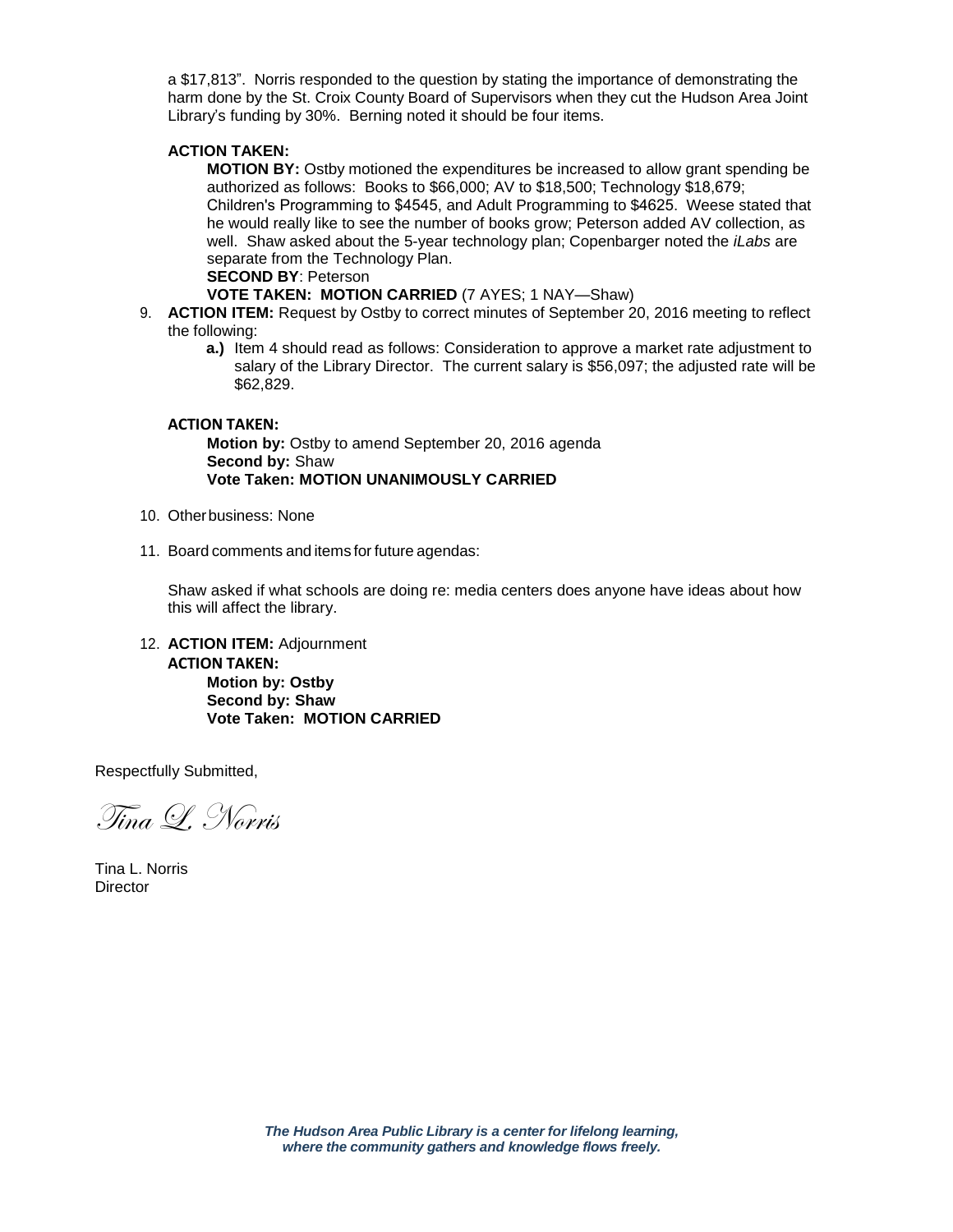a $17,813". Norris responded to the question by stating the importance of demonstrating the harm done by the St. Croix County Board of Supervisors when they cut the Hudson Area Joint Library's funding by 30%. Berning noted it should be four items.

**ACTION TAKEN:**

**MOTION BY:** Ostby motioned the expenditures be increased to allow grant spending be authorized as follows: Books to $66,000; AV to $18,500; Technology $18,679; Children's Programming to $4545, and Adult Programming to $4625. Weese stated that he would really like to see the number of books grow; Peterson added AV collection, as well. Shaw asked about the 5-year technology plan; Copenbarger noted the *iLabs* are separate from the Technology Plan.
**SECOND BY**: Peterson
**VOTE TAKEN: MOTION CARRIED** (7 AYES; 1 NAY—Shaw)

9. **ACTION ITEM:** Request by Ostby to correct minutes of September 20, 2016 meeting to reflect the following:
   **a.)** Item 4 should read as follows: Consideration to approve a market rate adjustment to salary of the Library Director. The current salary is $56,097; the adjusted rate will be $62,829.

**ACTION TAKEN:**

**Motion by:** Ostby to amend September 20, 2016 agenda
**Second by:** Shaw
**Vote Taken: MOTION UNANIMOUSLY CARRIED**

10. Other business: None

11. Board comments and items for future agendas:

    Shaw asked if what schools are doing re: media centers does anyone have ideas about how this will affect the library.

12. **ACTION ITEM:** Adjournment
    **ACTION TAKEN:**
    **Motion by: Ostby**
    **Second by: Shaw**
    **Vote Taken: MOTION CARRIED**

Respectfully Submitted,

*Tina L. Norris*

Tina L. Norris
Director

***The Hudson Area Public Library is a center for lifelong learning, where the community gathers and knowledge flows freely.***